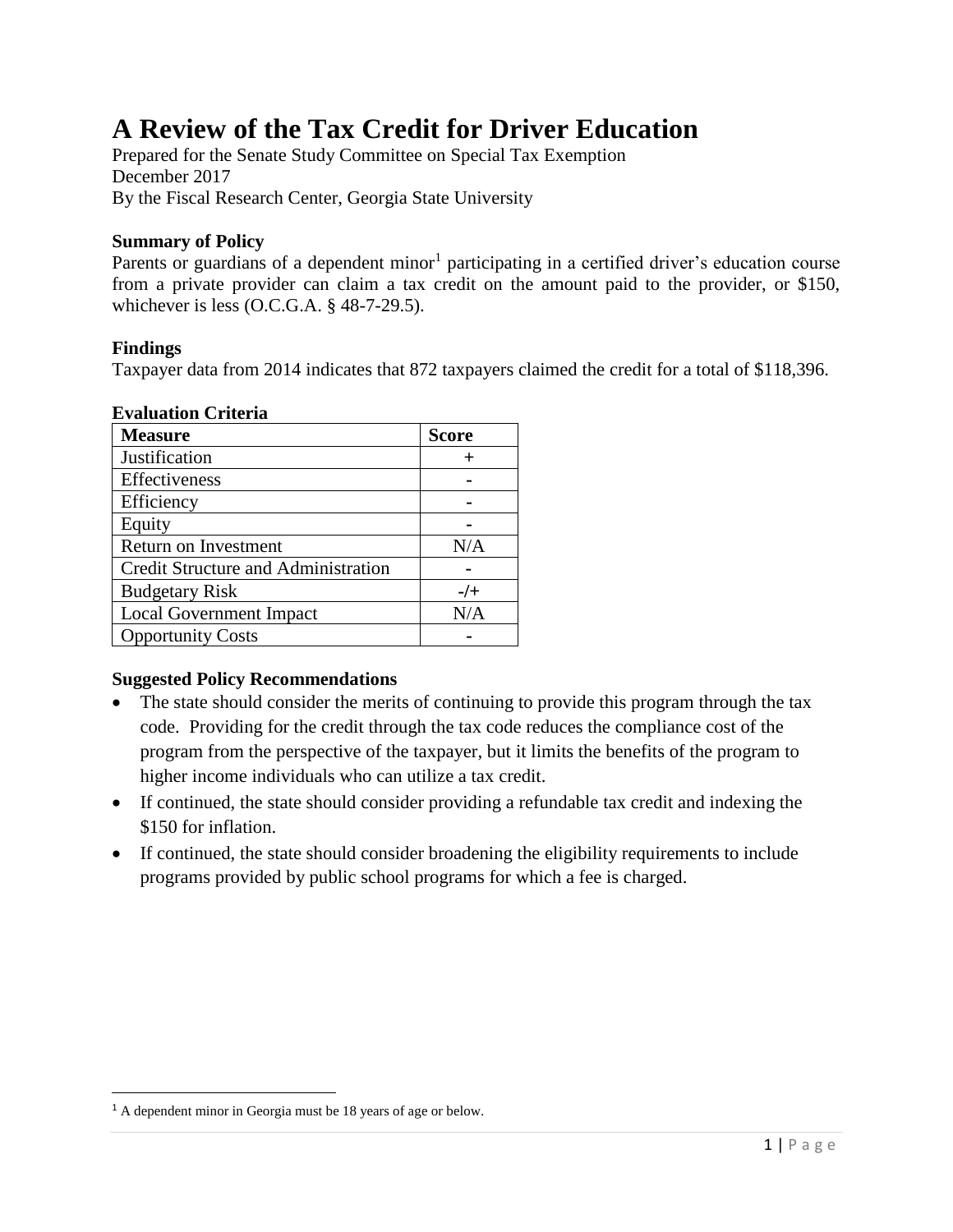# A Review of the Tax Credit for Driver Education

Prepared for the Senate Study Committee on Special Tax Exemption
December 2017
By the Fiscal Research Center, Georgia State University

**Summary of Policy**

Parents or guardians of a dependent minor[1] participating in a certified driver's education course from a private provider can claim a tax credit on the amount paid to the provider, or $150, whichever is less (O.C.G.A. § 48-7-29.5).

**Findings**

Taxpayer data from 2014 indicates that 872 taxpayers claimed the credit for a total of $118,396.

**Evaluation Criteria**

| Measure | Score |
|---|---|
| Justification | + |
| Effectiveness | - |
| Efficiency | - |
| Equity | - |
| Return on Investment | N/A |
| Credit Structure and Administration | - |
| Budgetary Risk | -/+ |
| Local Government Impact | N/A |
| Opportunity Costs | - |

**Suggested Policy Recommendations**

- The state should consider the merits of continuing to provide this program through the tax code. Providing for the credit through the tax code reduces the compliance cost of the program from the perspective of the taxpayer, but it limits the benefits of the program to higher income individuals who can utilize a tax credit.
- If continued, the state should consider providing a refundable tax credit and indexing the $150 for inflation.
- If continued, the state should consider broadening the eligibility requirements to include programs provided by public school programs for which a fee is charged.

[1] A dependent minor in Georgia must be 18 years of age or below.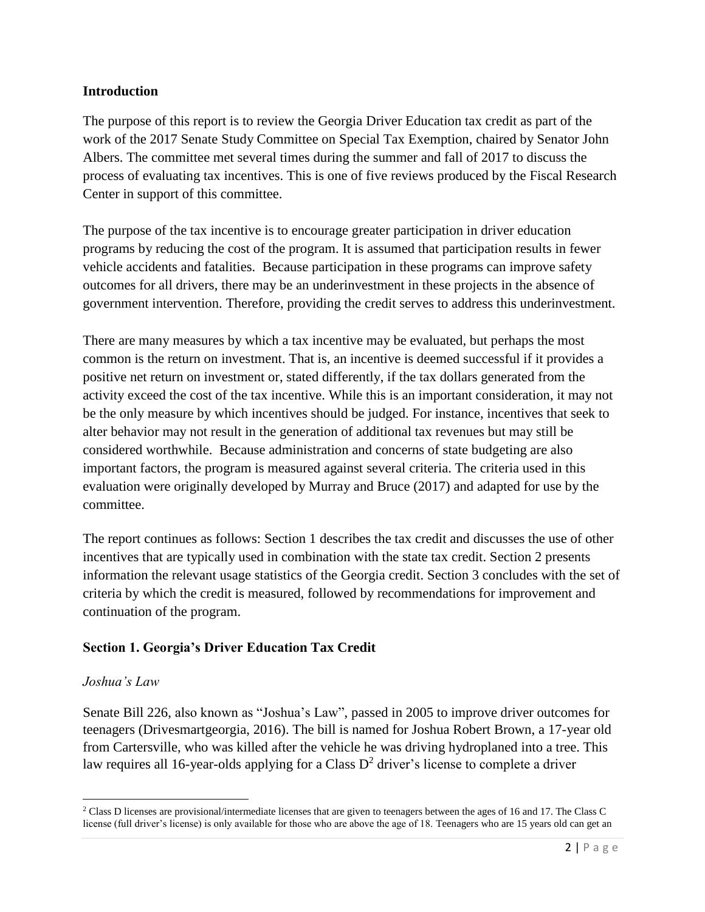## Introduction

The purpose of this report is to review the Georgia Driver Education tax credit as part of the work of the 2017 Senate Study Committee on Special Tax Exemption, chaired by Senator John Albers. The committee met several times during the summer and fall of 2017 to discuss the process of evaluating tax incentives. This is one of five reviews produced by the Fiscal Research Center in support of this committee.

The purpose of the tax incentive is to encourage greater participation in driver education programs by reducing the cost of the program. It is assumed that participation results in fewer vehicle accidents and fatalities. Because participation in these programs can improve safety outcomes for all drivers, there may be an underinvestment in these projects in the absence of government intervention. Therefore, providing the credit serves to address this underinvestment.

There are many measures by which a tax incentive may be evaluated, but perhaps the most common is the return on investment. That is, an incentive is deemed successful if it provides a positive net return on investment or, stated differently, if the tax dollars generated from the activity exceed the cost of the tax incentive. While this is an important consideration, it may not be the only measure by which incentives should be judged. For instance, incentives that seek to alter behavior may not result in the generation of additional tax revenues but may still be considered worthwhile. Because administration and concerns of state budgeting are also important factors, the program is measured against several criteria. The criteria used in this evaluation were originally developed by Murray and Bruce (2017) and adapted for use by the committee.

The report continues as follows: Section 1 describes the tax credit and discusses the use of other incentives that are typically used in combination with the state tax credit. Section 2 presents information the relevant usage statistics of the Georgia credit. Section 3 concludes with the set of criteria by which the credit is measured, followed by recommendations for improvement and continuation of the program.

## Section 1. Georgia's Driver Education Tax Credit

### *Joshua's Law*

Senate Bill 226, also known as "Joshua's Law", passed in 2005 to improve driver outcomes for teenagers (Drivesmartgeorgia, 2016). The bill is named for Joshua Robert Brown, a 17-year old from Cartersville, who was killed after the vehicle he was driving hydroplaned into a tree. This law requires all 16-year-olds applying for a Class D[2] driver's license to complete a driver

[2] Class D licenses are provisional/intermediate licenses that are given to teenagers between the ages of 16 and 17. The Class C license (full driver's license) is only available for those who are above the age of 18. Teenagers who are 15 years old can get an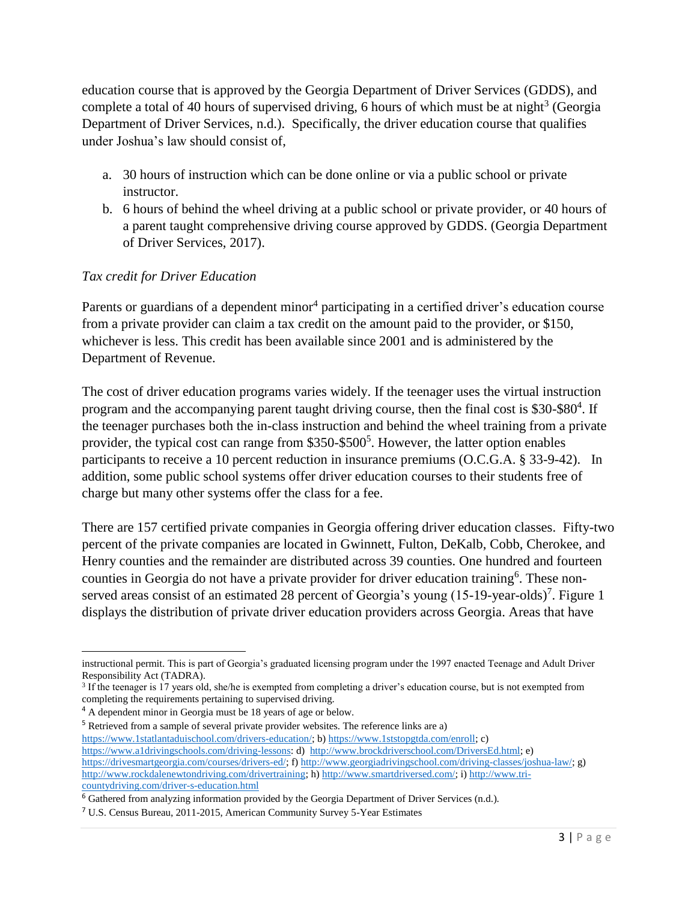education course that is approved by the Georgia Department of Driver Services (GDDS), and complete a total of 40 hours of supervised driving, 6 hours of which must be at night[3] (Georgia Department of Driver Services, n.d.). Specifically, the driver education course that qualifies under Joshua's law should consist of,

a. 30 hours of instruction which can be done online or via a public school or private instructor.
b. 6 hours of behind the wheel driving at a public school or private provider, or 40 hours of a parent taught comprehensive driving course approved by GDDS. (Georgia Department of Driver Services, 2017).

*Tax credit for Driver Education*

Parents or guardians of a dependent minor[4] participating in a certified driver's education course from a private provider can claim a tax credit on the amount paid to the provider, or $150, whichever is less. This credit has been available since 2001 and is administered by the Department of Revenue.

The cost of driver education programs varies widely. If the teenager uses the virtual instruction program and the accompanying parent taught driving course, then the final cost is $30-$80[4]. If the teenager purchases both the in-class instruction and behind the wheel training from a private provider, the typical cost can range from $350-$500[5]. However, the latter option enables participants to receive a 10 percent reduction in insurance premiums (O.C.G.A. § 33-9-42). In addition, some public school systems offer driver education courses to their students free of charge but many other systems offer the class for a fee.

There are 157 certified private companies in Georgia offering driver education classes. Fifty-two percent of the private companies are located in Gwinnett, Fulton, DeKalb, Cobb, Cherokee, and Henry counties and the remainder are distributed across 39 counties. One hundred and fourteen counties in Georgia do not have a private provider for driver education training[6]. These non-served areas consist of an estimated 28 percent of Georgia's young (15-19-year-olds)[7]. Figure 1 displays the distribution of private driver education providers across Georgia. Areas that have

---

instructional permit. This is part of Georgia's graduated licensing program under the 1997 enacted Teenage and Adult Driver Responsibility Act (TADRA).

[3] If the teenager is 17 years old, she/he is exempted from completing a driver's education course, but is not exempted from completing the requirements pertaining to supervised driving.

[4] A dependent minor in Georgia must be 18 years of age or below.

[5] Retrieved from a sample of several private provider websites. The reference links are a) https://www.1statlantaduischool.com/drivers-education/; b) https://www.1ststopgtda.com/enroll; c) https://www.a1drivingschools.com/driving-lessons: d) http://www.brockdriverschool.com/DriversEd.html; e) https://drivesmartgeorgia.com/courses/drivers-ed/; f) http://www.georgiadrivingschool.com/driving-classes/joshua-law/; g) http://www.rockdalenewtondriving.com/drivertraining; h) http://www.smartdriversed.com/; i) http://www.tri-countydriving.com/driver-s-education.html

[6] Gathered from analyzing information provided by the Georgia Department of Driver Services (n.d.).

[7] U.S. Census Bureau, 2011-2015, American Community Survey 5-Year Estimates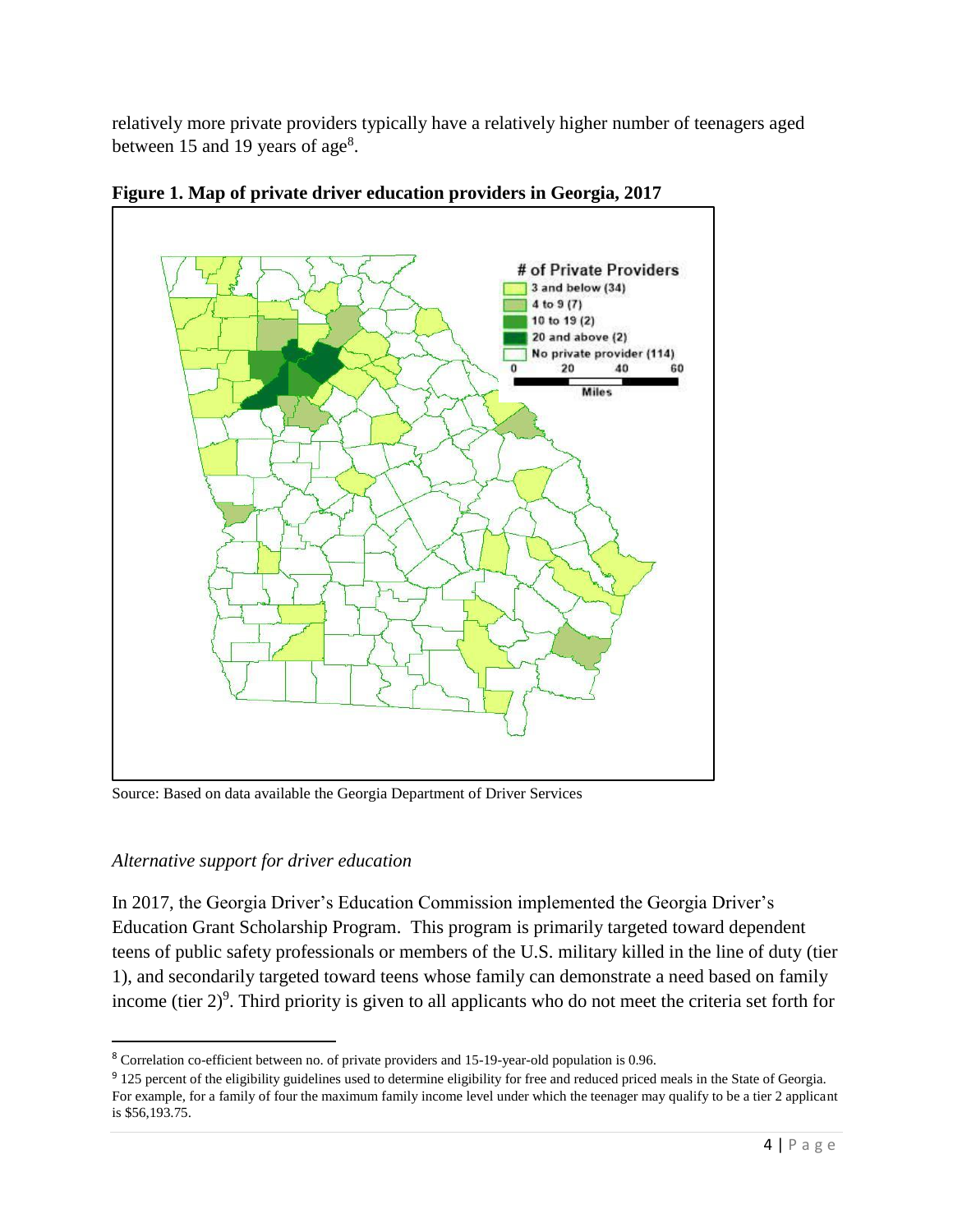relatively more private providers typically have a relatively higher number of teenagers aged between 15 and 19 years of age[8].

**Figure 1. Map of private driver education providers in Georgia, 2017**

Source: Based on data available the Georgia Department of Driver Services

### *Alternative support for driver education*

In 2017, the Georgia Driver's Education Commission implemented the Georgia Driver's Education Grant Scholarship Program. This program is primarily targeted toward dependent teens of public safety professionals or members of the U.S. military killed in the line of duty (tier 1), and secondarily targeted toward teens whose family can demonstrate a need based on family income (tier 2)[9]. Third priority is given to all applicants who do not meet the criteria set forth for

---

[8] Correlation co-efficient between no. of private providers and 15-19-year-old population is 0.96.

[9] 125 percent of the eligibility guidelines used to determine eligibility for free and reduced priced meals in the State of Georgia. For example, for a family of four the maximum family income level under which the teenager may qualify to be a tier 2 applicant is $56,193.75.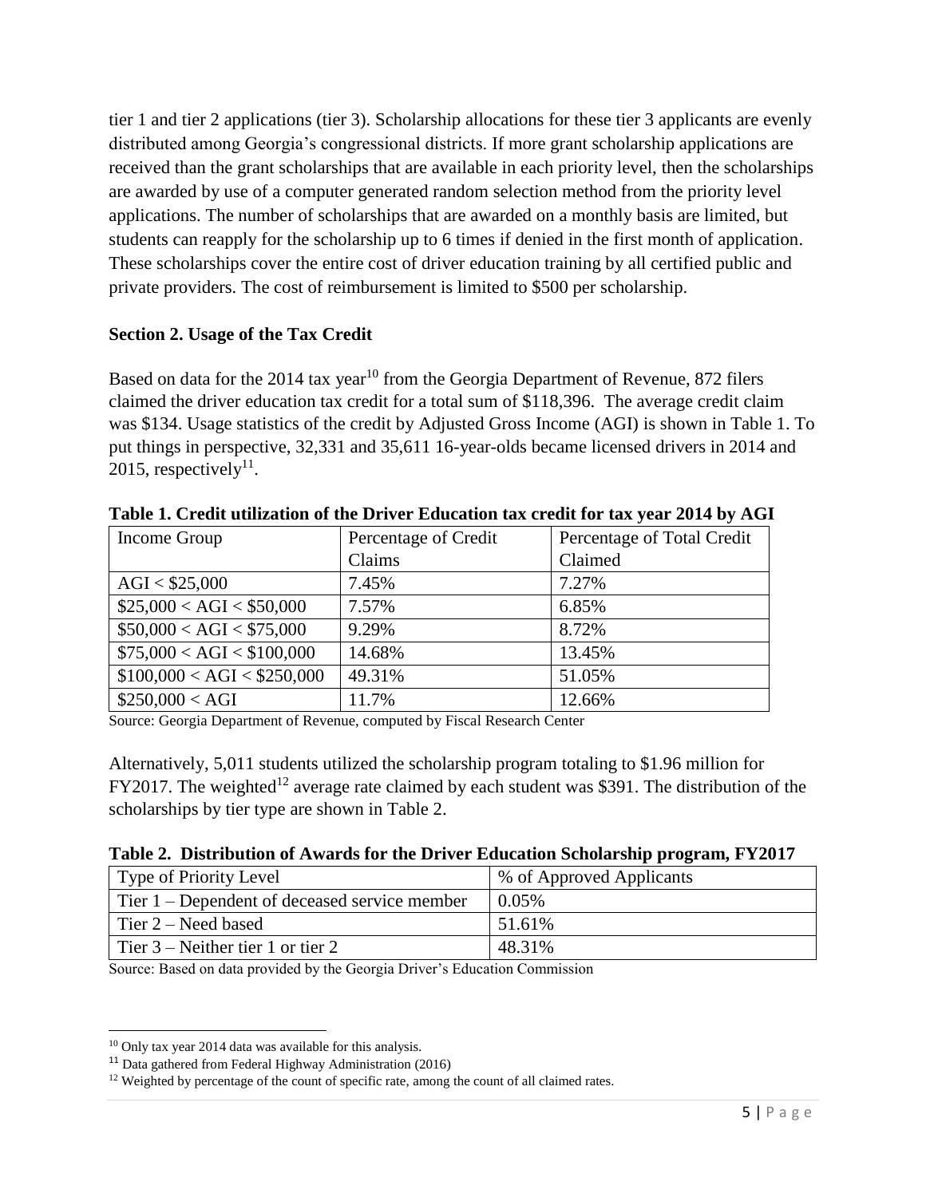tier 1 and tier 2 applications (tier 3). Scholarship allocations for these tier 3 applicants are evenly distributed among Georgia's congressional districts. If more grant scholarship applications are received than the grant scholarships that are available in each priority level, then the scholarships are awarded by use of a computer generated random selection method from the priority level applications. The number of scholarships that are awarded on a monthly basis are limited, but students can reapply for the scholarship up to 6 times if denied in the first month of application. These scholarships cover the entire cost of driver education training by all certified public and private providers. The cost of reimbursement is limited to $500 per scholarship.

**Section 2. Usage of the Tax Credit**

Based on data for the 2014 tax year[10] from the Georgia Department of Revenue, 872 filers claimed the driver education tax credit for a total sum of $118,396. The average credit claim was $134. Usage statistics of the credit by Adjusted Gross Income (AGI) is shown in Table 1. To put things in perspective, 32,331 and 35,611 16-year-olds became licensed drivers in 2014 and 2015, respectively[11].

**Table 1. Credit utilization of the Driver Education tax credit for tax year 2014 by AGI**

| Income Group | Percentage of Credit Claims | Percentage of Total Credit Claimed |
|---|---|---|
| AGI < $25,000 | 7.45% | 7.27% |
| $25,000 < AGI < $50,000 | 7.57% | 6.85% |
| $50,000 < AGI < $75,000 | 9.29% | 8.72% |
| $75,000 < AGI < $100,000 | 14.68% | 13.45% |
| $100,000 < AGI < $250,000 | 49.31% | 51.05% |
| $250,000 < AGI | 11.7% | 12.66% |

Source: Georgia Department of Revenue, computed by Fiscal Research Center

Alternatively, 5,011 students utilized the scholarship program totaling to $1.96 million for FY2017. The weighted[12] average rate claimed by each student was $391. The distribution of the scholarships by tier type are shown in Table 2.

**Table 2. Distribution of Awards for the Driver Education Scholarship program, FY2017**

| Type of Priority Level | % of Approved Applicants |
|---|---|
| Tier 1 – Dependent of deceased service member | 0.05% |
| Tier 2 – Need based | 51.61% |
| Tier 3 – Neither tier 1 or tier 2 | 48.31% |

Source: Based on data provided by the Georgia Driver's Education Commission

[10] Only tax year 2014 data was available for this analysis.

[11] Data gathered from Federal Highway Administration (2016)

[12] Weighted by percentage of the count of specific rate, among the count of all claimed rates.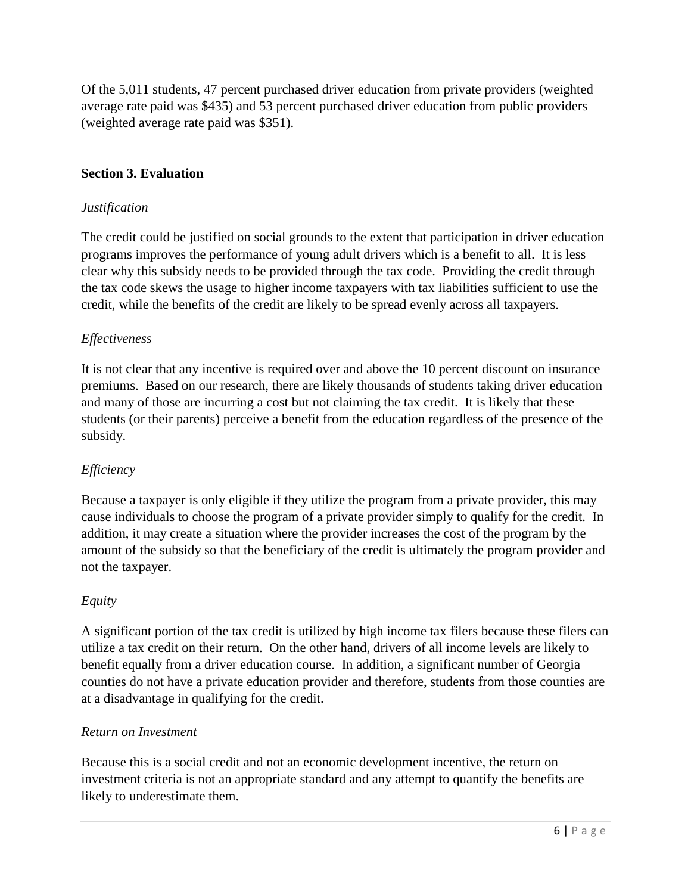Of the 5,011 students, 47 percent purchased driver education from private providers (weighted average rate paid was $435) and 53 percent purchased driver education from public providers (weighted average rate paid was $351).

## Section 3. Evaluation

*Justification*

The credit could be justified on social grounds to the extent that participation in driver education programs improves the performance of young adult drivers which is a benefit to all. It is less clear why this subsidy needs to be provided through the tax code. Providing the credit through the tax code skews the usage to higher income taxpayers with tax liabilities sufficient to use the credit, while the benefits of the credit are likely to be spread evenly across all taxpayers.

*Effectiveness*

It is not clear that any incentive is required over and above the 10 percent discount on insurance premiums. Based on our research, there are likely thousands of students taking driver education and many of those are incurring a cost but not claiming the tax credit. It is likely that these students (or their parents) perceive a benefit from the education regardless of the presence of the subsidy.

*Efficiency*

Because a taxpayer is only eligible if they utilize the program from a private provider, this may cause individuals to choose the program of a private provider simply to qualify for the credit. In addition, it may create a situation where the provider increases the cost of the program by the amount of the subsidy so that the beneficiary of the credit is ultimately the program provider and not the taxpayer.

*Equity*

A significant portion of the tax credit is utilized by high income tax filers because these filers can utilize a tax credit on their return. On the other hand, drivers of all income levels are likely to benefit equally from a driver education course. In addition, a significant number of Georgia counties do not have a private education provider and therefore, students from those counties are at a disadvantage in qualifying for the credit.

*Return on Investment*

Because this is a social credit and not an economic development incentive, the return on investment criteria is not an appropriate standard and any attempt to quantify the benefits are likely to underestimate them.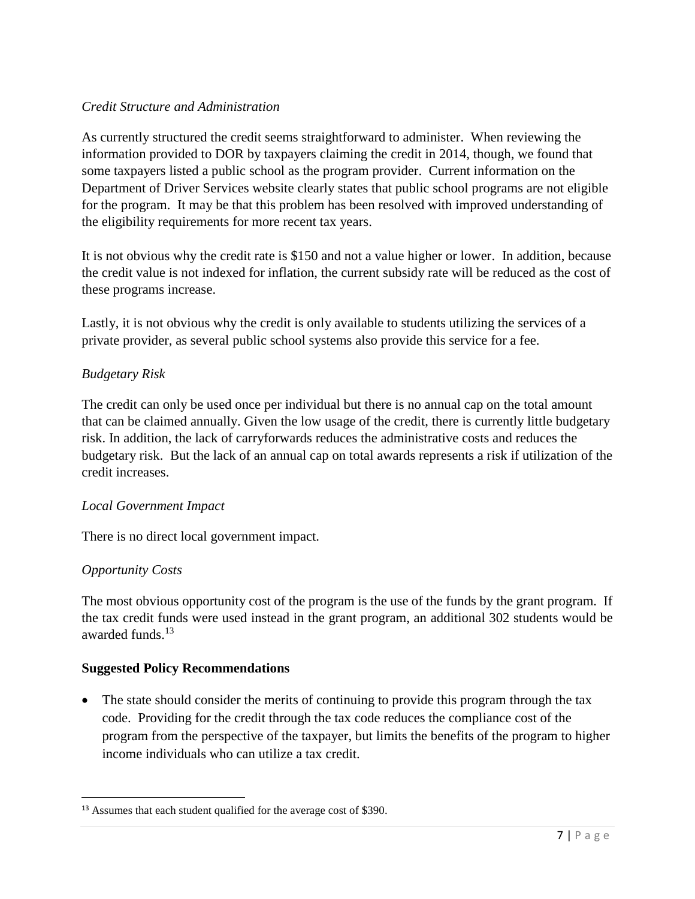*Credit Structure and Administration*

As currently structured the credit seems straightforward to administer. When reviewing the information provided to DOR by taxpayers claiming the credit in 2014, though, we found that some taxpayers listed a public school as the program provider. Current information on the Department of Driver Services website clearly states that public school programs are not eligible for the program. It may be that this problem has been resolved with improved understanding of the eligibility requirements for more recent tax years.

It is not obvious why the credit rate is $150 and not a value higher or lower. In addition, because the credit value is not indexed for inflation, the current subsidy rate will be reduced as the cost of these programs increase.

Lastly, it is not obvious why the credit is only available to students utilizing the services of a private provider, as several public school systems also provide this service for a fee.

*Budgetary Risk*

The credit can only be used once per individual but there is no annual cap on the total amount that can be claimed annually. Given the low usage of the credit, there is currently little budgetary risk. In addition, the lack of carryforwards reduces the administrative costs and reduces the budgetary risk. But the lack of an annual cap on total awards represents a risk if utilization of the credit increases.

*Local Government Impact*

There is no direct local government impact.

*Opportunity Costs*

The most obvious opportunity cost of the program is the use of the funds by the grant program. If the tax credit funds were used instead in the grant program, an additional 302 students would be awarded funds.[13]

**Suggested Policy Recommendations**

- The state should consider the merits of continuing to provide this program through the tax code. Providing for the credit through the tax code reduces the compliance cost of the program from the perspective of the taxpayer, but limits the benefits of the program to higher income individuals who can utilize a tax credit.

[13] Assumes that each student qualified for the average cost of $390.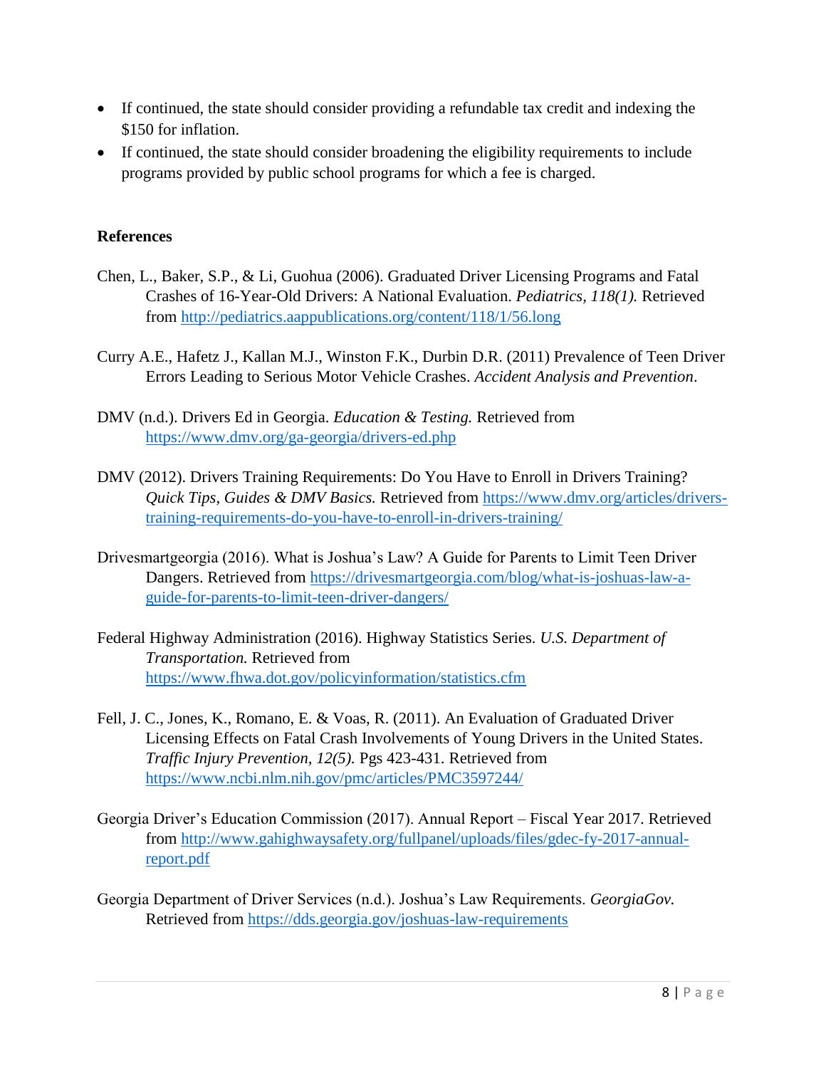- If continued, the state should consider providing a refundable tax credit and indexing the $150 for inflation.
- If continued, the state should consider broadening the eligibility requirements to include programs provided by public school programs for which a fee is charged.

**References**

Chen, L., Baker, S.P., & Li, Guohua (2006). Graduated Driver Licensing Programs and Fatal Crashes of 16-Year-Old Drivers: A National Evaluation. *Pediatrics, 118(1).* Retrieved from http://pediatrics.aappublications.org/content/118/1/56.long

Curry A.E., Hafetz J., Kallan M.J., Winston F.K., Durbin D.R. (2011) Prevalence of Teen Driver Errors Leading to Serious Motor Vehicle Crashes. *Accident Analysis and Prevention*.

DMV (n.d.). Drivers Ed in Georgia. *Education & Testing.* Retrieved from https://www.dmv.org/ga-georgia/drivers-ed.php

DMV (2012). Drivers Training Requirements: Do You Have to Enroll in Drivers Training? *Quick Tips, Guides & DMV Basics.* Retrieved from https://www.dmv.org/articles/drivers-training-requirements-do-you-have-to-enroll-in-drivers-training/

Drivesmartgeorgia (2016). What is Joshua's Law? A Guide for Parents to Limit Teen Driver Dangers. Retrieved from https://drivesmartgeorgia.com/blog/what-is-joshuas-law-a-guide-for-parents-to-limit-teen-driver-dangers/

Federal Highway Administration (2016). Highway Statistics Series. *U.S. Department of Transportation.* Retrieved from https://www.fhwa.dot.gov/policyinformation/statistics.cfm

Fell, J. C., Jones, K., Romano, E. & Voas, R. (2011). An Evaluation of Graduated Driver Licensing Effects on Fatal Crash Involvements of Young Drivers in the United States. *Traffic Injury Prevention, 12(5).* Pgs 423-431. Retrieved from https://www.ncbi.nlm.nih.gov/pmc/articles/PMC3597244/

Georgia Driver's Education Commission (2017). Annual Report – Fiscal Year 2017. Retrieved from http://www.gahighwaysafety.org/fullpanel/uploads/files/gdec-fy-2017-annual-report.pdf

Georgia Department of Driver Services (n.d.). Joshua's Law Requirements. *GeorgiaGov.* Retrieved from https://dds.georgia.gov/joshuas-law-requirements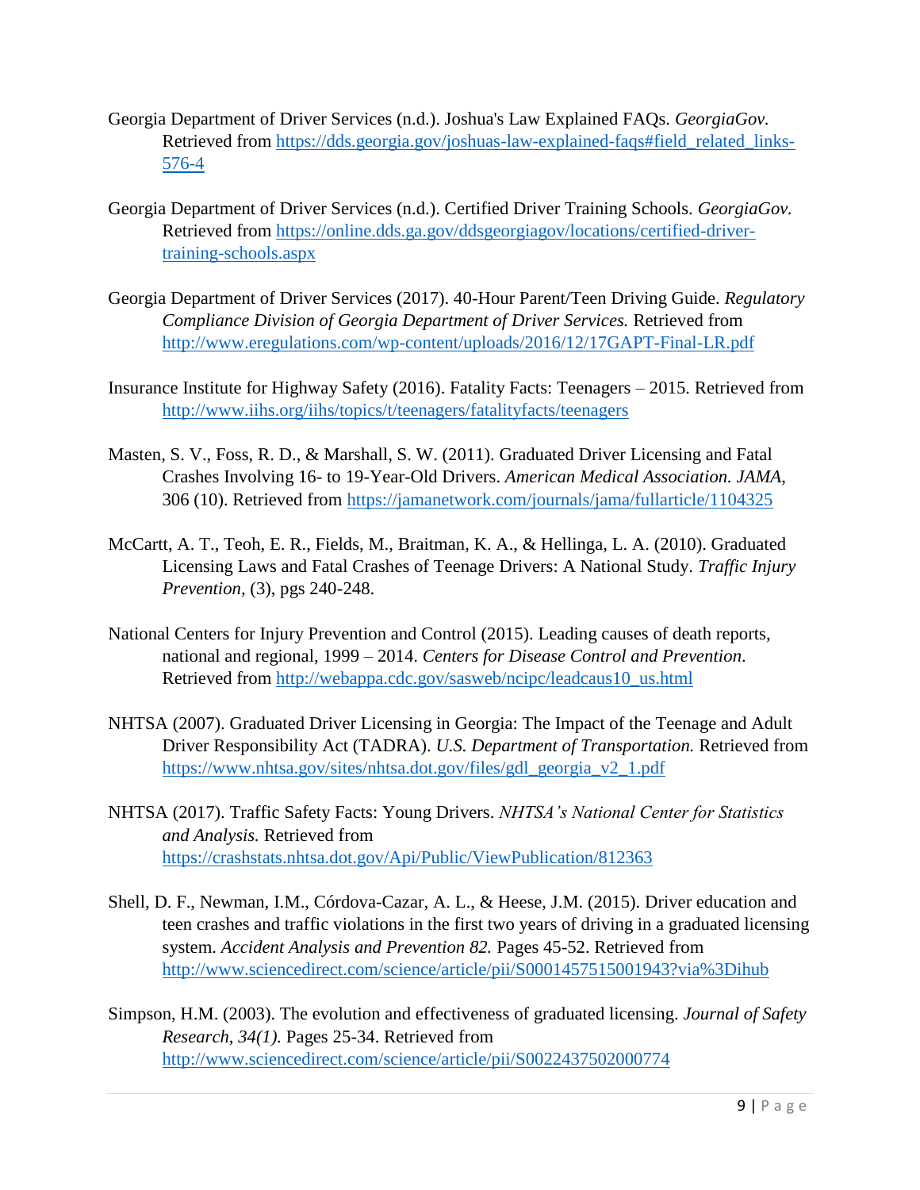Georgia Department of Driver Services (n.d.). Joshua's Law Explained FAQs. *GeorgiaGov.* Retrieved from https://dds.georgia.gov/joshuas-law-explained-faqs#field_related_links-576-4

Georgia Department of Driver Services (n.d.). Certified Driver Training Schools. *GeorgiaGov.* Retrieved from https://online.dds.ga.gov/ddsgeorgiagov/locations/certified-driver-training-schools.aspx

Georgia Department of Driver Services (2017). 40-Hour Parent/Teen Driving Guide. *Regulatory Compliance Division of Georgia Department of Driver Services.* Retrieved from http://www.eregulations.com/wp-content/uploads/2016/12/17GAPT-Final-LR.pdf

Insurance Institute for Highway Safety (2016). Fatality Facts: Teenagers – 2015. Retrieved from http://www.iihs.org/iihs/topics/t/teenagers/fatalityfacts/teenagers

Masten, S. V., Foss, R. D., & Marshall, S. W. (2011). Graduated Driver Licensing and Fatal Crashes Involving 16- to 19-Year-Old Drivers. *American Medical Association. JAMA,* 306 (10). Retrieved from https://jamanetwork.com/journals/jama/fullarticle/1104325

McCartt, A. T., Teoh, E. R., Fields, M., Braitman, K. A., & Hellinga, L. A. (2010). Graduated Licensing Laws and Fatal Crashes of Teenage Drivers: A National Study. *Traffic Injury Prevention,* (3), pgs 240-248.

National Centers for Injury Prevention and Control (2015). Leading causes of death reports, national and regional, 1999 – 2014. *Centers for Disease Control and Prevention.* Retrieved from http://webappa.cdc.gov/sasweb/ncipc/leadcaus10_us.html

NHTSA (2007). Graduated Driver Licensing in Georgia: The Impact of the Teenage and Adult Driver Responsibility Act (TADRA). *U.S. Department of Transportation.* Retrieved from https://www.nhtsa.gov/sites/nhtsa.dot.gov/files/gdl_georgia_v2_1.pdf

NHTSA (2017). Traffic Safety Facts: Young Drivers. *NHTSA's National Center for Statistics and Analysis.* Retrieved from https://crashstats.nhtsa.dot.gov/Api/Public/ViewPublication/812363

Shell, D. F., Newman, I.M., Córdova-Cazar, A. L., & Heese, J.M. (2015). Driver education and teen crashes and traffic violations in the first two years of driving in a graduated licensing system. *Accident Analysis and Prevention 82.* Pages 45-52. Retrieved from http://www.sciencedirect.com/science/article/pii/S0001457515001943?via%3Dihub

Simpson, H.M. (2003). The evolution and effectiveness of graduated licensing. *Journal of Safety Research, 34(1).* Pages 25-34. Retrieved from http://www.sciencedirect.com/science/article/pii/S0022437502000774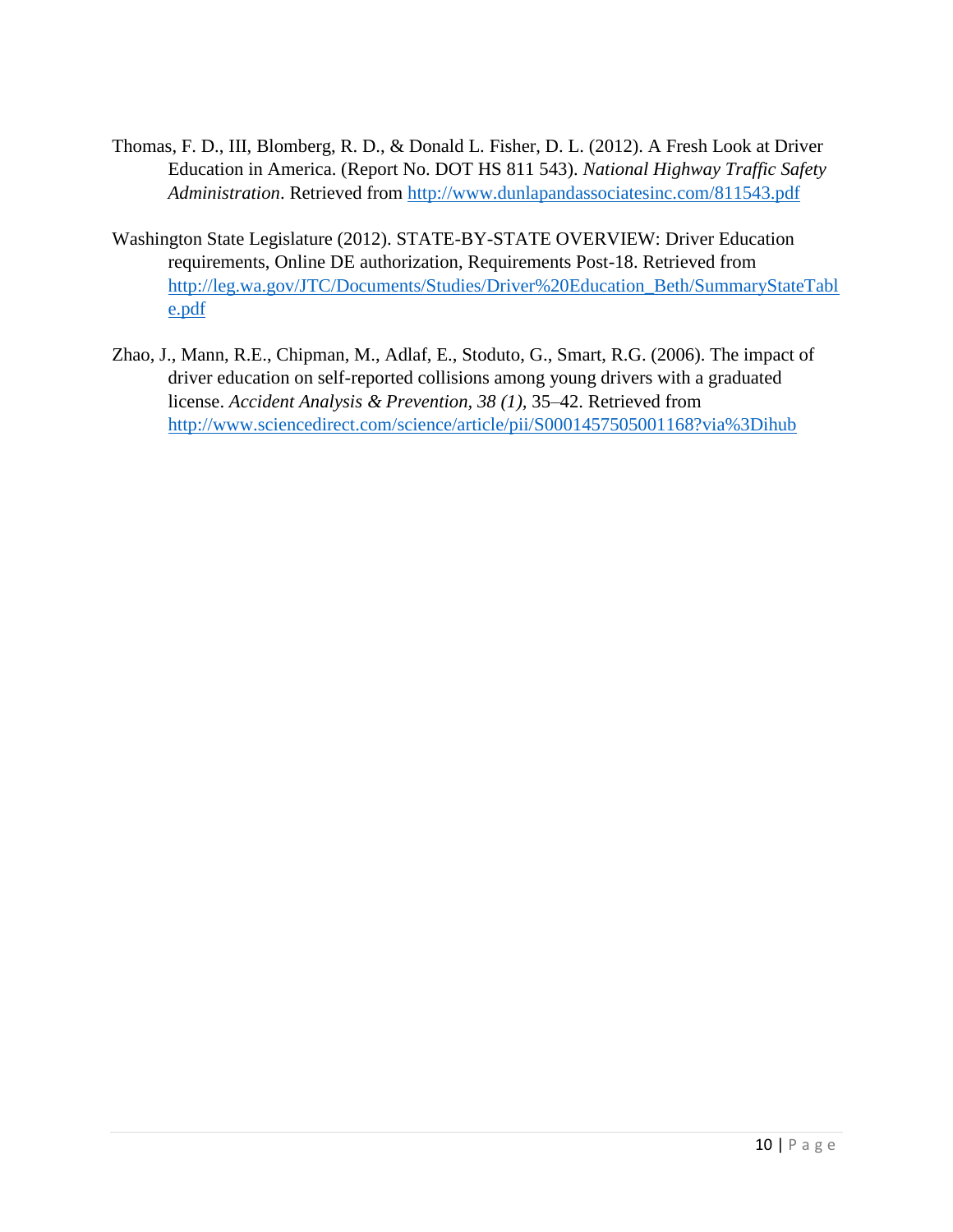Thomas, F. D., III, Blomberg, R. D., & Donald L. Fisher, D. L. (2012). A Fresh Look at Driver Education in America. (Report No. DOT HS 811 543). *National Highway Traffic Safety Administration*. Retrieved from http://www.dunlapandassociatesinc.com/811543.pdf

Washington State Legislature (2012). STATE-BY-STATE OVERVIEW: Driver Education requirements, Online DE authorization, Requirements Post-18. Retrieved from http://leg.wa.gov/JTC/Documents/Studies/Driver%20Education_Beth/SummaryStateTable.pdf

Zhao, J., Mann, R.E., Chipman, M., Adlaf, E., Stoduto, G., Smart, R.G. (2006). The impact of driver education on self-reported collisions among young drivers with a graduated license. *Accident Analysis & Prevention, 38 (1),* 35–42. Retrieved from http://www.sciencedirect.com/science/article/pii/S0001457505001168?via%3Dihub